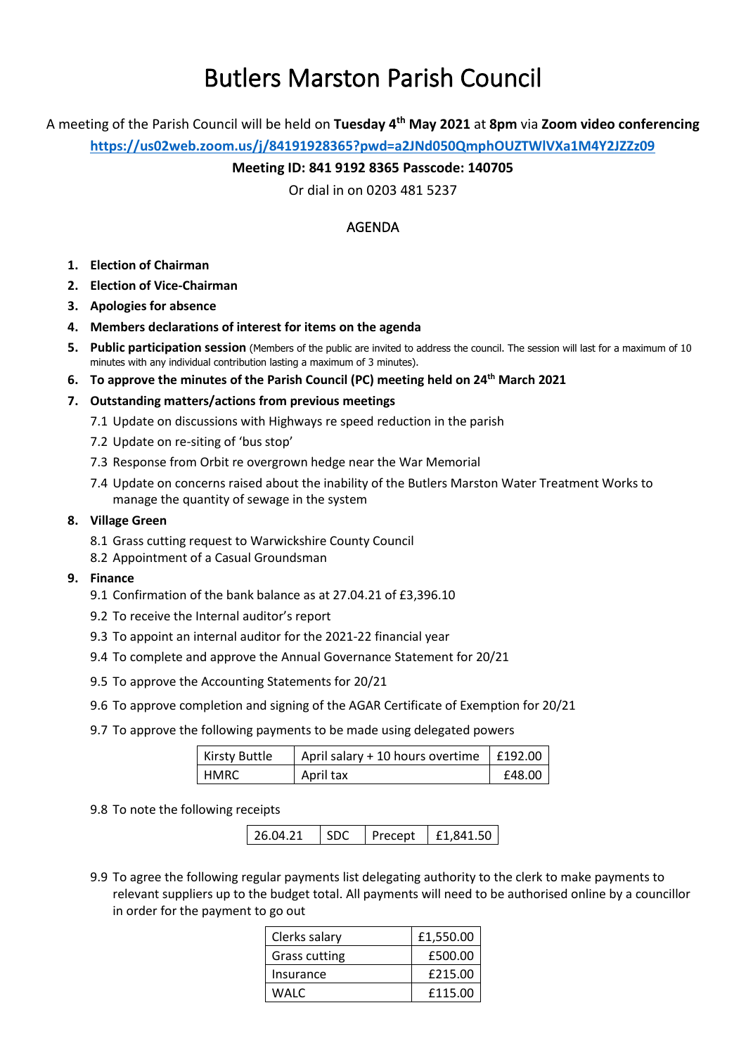# Butlers Marston Parish Council

A meeting of the Parish Council will be held on **Tuesday 4th May 2021** at **8pm** via **Zoom video conferencing**

**https://us02web.zoom.us/j/84191928365?pwd=a2JNd050QmphOUZTWlVXa1M4Y2JZZz09**

**Meeting ID: 841 9192 8365 Passcode: 140705**

Or dial in on 0203 481 5237

## AGENDA

1. **Election of Chairman**
2. **Election of Vice-Chairman**
3. **Apologies for absence**
4. **Members declarations of interest for items on the agenda**
5. **Public participation session** (Members of the public are invited to address the council. The session will last for a maximum of 10 minutes with any individual contribution lasting a maximum of 3 minutes).
6. **To approve the minutes of the Parish Council (PC) meeting held on 24th March 2021**
7. **Outstanding matters/actions from previous meetings**
   - 7.1 Update on discussions with Highways re speed reduction in the parish
   - 7.2 Update on re-siting of 'bus stop'
   - 7.3 Response from Orbit re overgrown hedge near the War Memorial
   - 7.4 Update on concerns raised about the inability of the Butlers Marston Water Treatment Works to manage the quantity of sewage in the system
8. **Village Green**
   - 8.1 Grass cutting request to Warwickshire County Council
   - 8.2 Appointment of a Casual Groundsman
9. **Finance**
   - 9.1 Confirmation of the bank balance as at 27.04.21 of £3,396.10
   - 9.2 To receive the Internal auditor's report
   - 9.3 To appoint an internal auditor for the 2021-22 financial year
   - 9.4 To complete and approve the Annual Governance Statement for 20/21
   - 9.5 To approve the Accounting Statements for 20/21
   - 9.6 To approve completion and signing of the AGAR Certificate of Exemption for 20/21
   - 9.7 To approve the following payments to be made using delegated powers

| | | |
|---|---|---|
| Kirsty Buttle | April salary + 10 hours overtime | £192.00 |
| HMRC | April tax | £48.00 |

   - 9.8 To note the following receipts

| | | | |
|---|---|---|---|
| 26.04.21 | SDC | Precept | £1,841.50 |

   - 9.9 To agree the following regular payments list delegating authority to the clerk to make payments to relevant suppliers up to the budget total. All payments will need to be authorised online by a councillor in order for the payment to go out

| | |
|---|---|
| Clerks salary | £1,550.00 |
| Grass cutting | £500.00 |
| Insurance | £215.00 |
| WALC | £115.00 |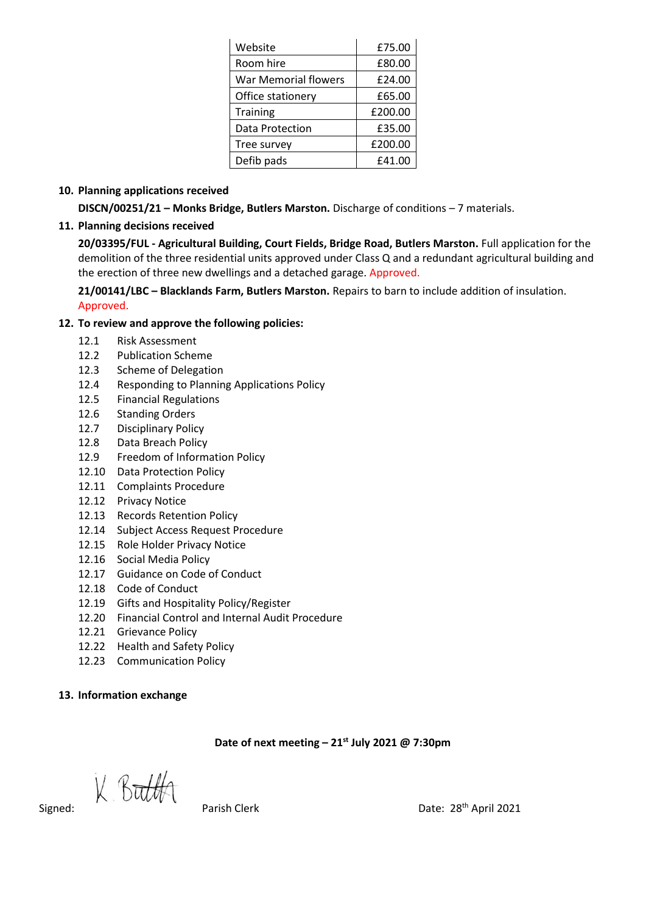| | |
|---|---|
| Website | £75.00 |
| Room hire | £80.00 |
| War Memorial flowers | £24.00 |
| Office stationery | £65.00 |
| Training | £200.00 |
| Data Protection | £35.00 |
| Tree survey | £200.00 |
| Defib pads | £41.00 |

**10. Planning applications received**

**DISCN/00251/21 – Monks Bridge, Butlers Marston.** Discharge of conditions – 7 materials.

**11. Planning decisions received**

**20/03395/FUL - Agricultural Building, Court Fields, Bridge Road, Butlers Marston.** Full application for the demolition of the three residential units approved under Class Q and a redundant agricultural building and the erection of three new dwellings and a detached garage. Approved.

**21/00141/LBC – Blacklands Farm, Butlers Marston.** Repairs to barn to include addition of insulation. Approved.

**12. To review and approve the following policies:**

12.1 Risk Assessment
12.2 Publication Scheme
12.3 Scheme of Delegation
12.4 Responding to Planning Applications Policy
12.5 Financial Regulations
12.6 Standing Orders
12.7 Disciplinary Policy
12.8 Data Breach Policy
12.9 Freedom of Information Policy
12.10 Data Protection Policy
12.11 Complaints Procedure
12.12 Privacy Notice
12.13 Records Retention Policy
12.14 Subject Access Request Procedure
12.15 Role Holder Privacy Notice
12.16 Social Media Policy
12.17 Guidance on Code of Conduct
12.18 Code of Conduct
12.19 Gifts and Hospitality Policy/Register
12.20 Financial Control and Internal Audit Procedure
12.21 Grievance Policy
12.22 Health and Safety Policy
12.23 Communication Policy

**13. Information exchange**

**Date of next meeting – 21st July 2021 @ 7:30pm**

Signed: K Butt Parish Clerk Date: 28th April 2021